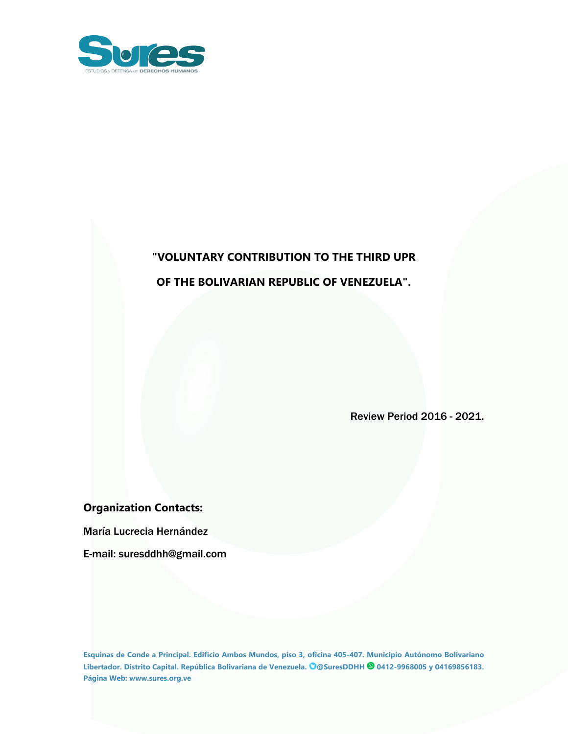Sures

ESTUDIOS y DEFENSA en DERECHOS HUMANOS

# "VOLUNTARY CONTRIBUTION TO THE THIRD UPR OF THE BOLIVARIAN REPUBLIC OF VENEZUELA".

Review Period 2016 - 2021.

**Organization Contacts:**

María Lucrecia Hernández

E-mail: suresddhh@gmail.com

**Esquinas de Conde a Principal. Edificio Ambos Mundos, piso 3, oficina 405-407. Municipio Autónomo Bolivariano Libertador. Distrito Capital. República Bolivariana de Venezuela. @SuresDDHH 0412-9968005 y 04169856183. Página Web: www.sures.org.ve**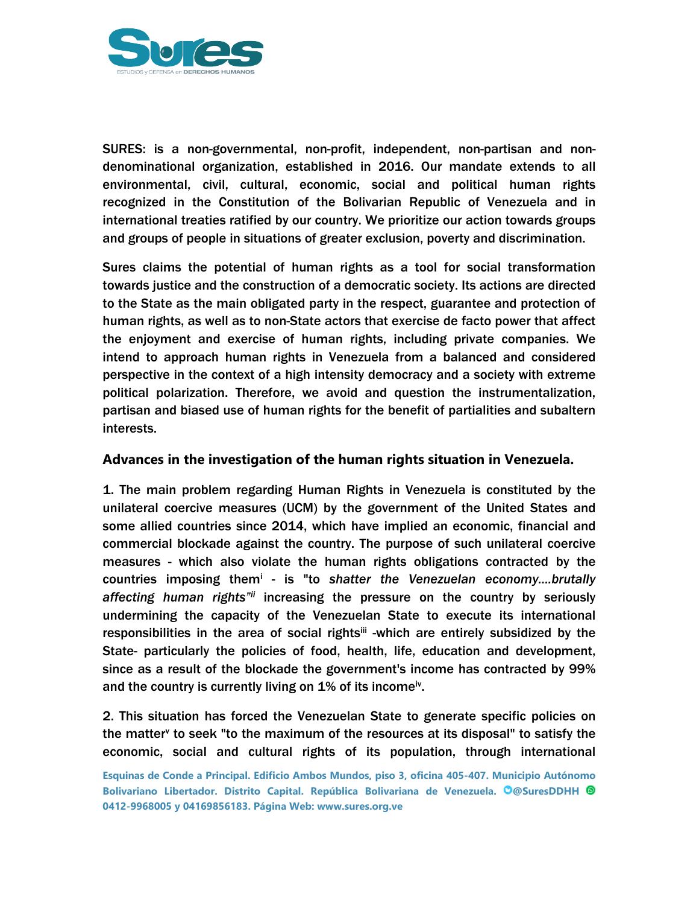SURES: is a non-governmental, non-profit, independent, non-partisan and non-denominational organization, established in 2016. Our mandate extends to all environmental, civil, cultural, economic, social and political human rights recognized in the Constitution of the Bolivarian Republic of Venezuela and in international treaties ratified by our country. We prioritize our action towards groups and groups of people in situations of greater exclusion, poverty and discrimination.

Sures claims the potential of human rights as a tool for social transformation towards justice and the construction of a democratic society. Its actions are directed to the State as the main obligated party in the respect, guarantee and protection of human rights, as well as to non-State actors that exercise de facto power that affect the enjoyment and exercise of human rights, including private companies. We intend to approach human rights in Venezuela from a balanced and considered perspective in the context of a high intensity democracy and a society with extreme political polarization. Therefore, we avoid and question the instrumentalization, partisan and biased use of human rights for the benefit of partialities and subaltern interests.

## Advances in the investigation of the human rights situation in Venezuela.

1. The main problem regarding Human Rights in Venezuela is constituted by the unilateral coercive measures (UCM) by the government of the United States and some allied countries since 2014, which have implied an economic, financial and commercial blockade against the country. The purpose of such unilateral coercive measures - which also violate the human rights obligations contracted by the countries imposing them[i] - is "to *shatter the Venezuelan economy....brutally affecting human rights"*[ii] increasing the pressure on the country by seriously undermining the capacity of the Venezuelan State to execute its international responsibilities in the area of social rights[iii] -which are entirely subsidized by the State- particularly the policies of food, health, life, education and development, since as a result of the blockade the government's income has contracted by 99% and the country is currently living on 1% of its income[iv].

2. This situation has forced the Venezuelan State to generate specific policies on the matter[v] to seek "to the maximum of the resources at its disposal" to satisfy the economic, social and cultural rights of its population, through international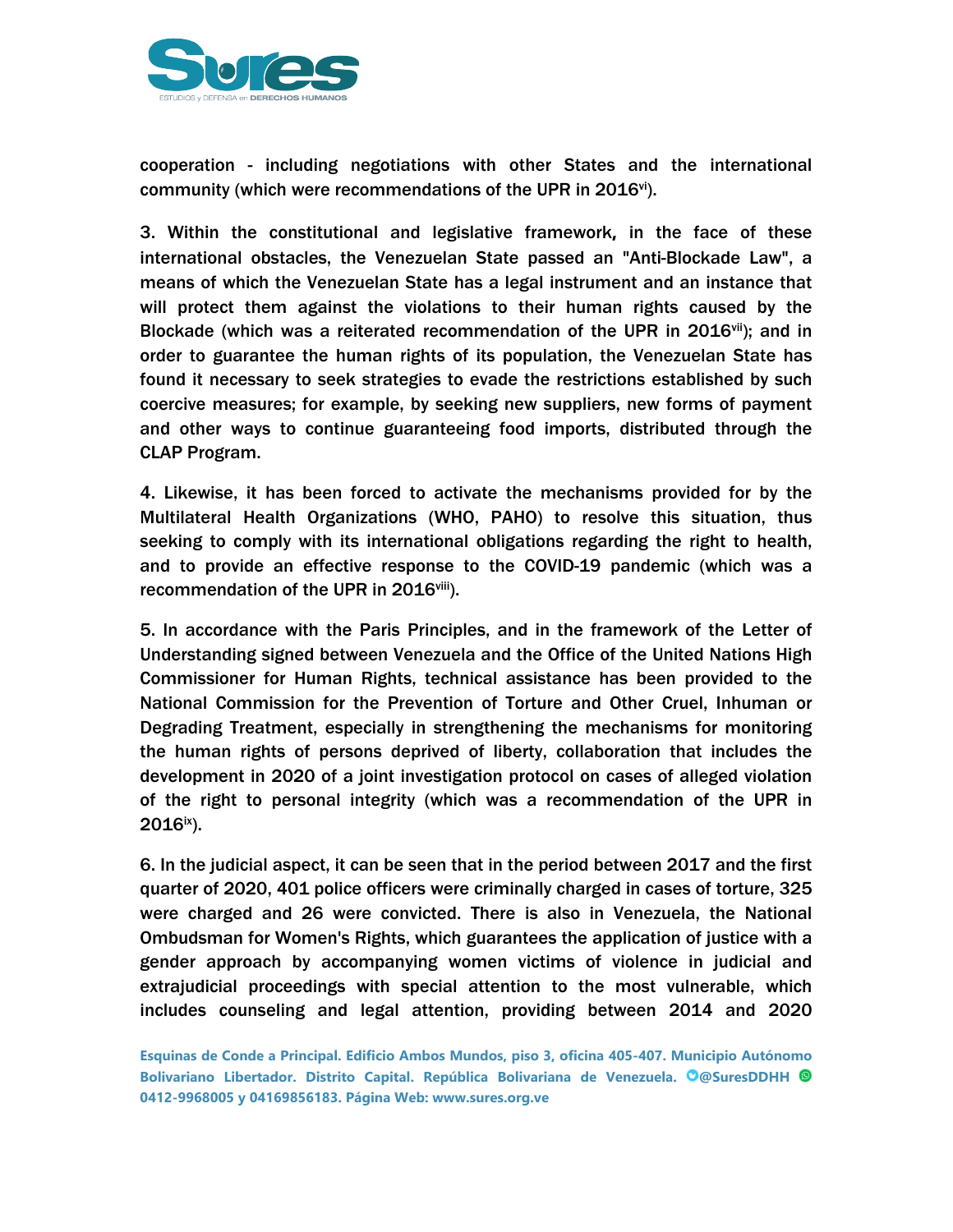cooperation - including negotiations with other States and the international community (which were recommendations of the UPR in 2016[vi]).

3. Within the constitutional and legislative framework, in the face of these international obstacles, the Venezuelan State passed an "Anti-Blockade Law", a means of which the Venezuelan State has a legal instrument and an instance that will protect them against the violations to their human rights caused by the Blockade (which was a reiterated recommendation of the UPR in 2016[vii]); and in order to guarantee the human rights of its population, the Venezuelan State has found it necessary to seek strategies to evade the restrictions established by such coercive measures; for example, by seeking new suppliers, new forms of payment and other ways to continue guaranteeing food imports, distributed through the CLAP Program.

4. Likewise, it has been forced to activate the mechanisms provided for by the Multilateral Health Organizations (WHO, PAHO) to resolve this situation, thus seeking to comply with its international obligations regarding the right to health, and to provide an effective response to the COVID-19 pandemic (which was a recommendation of the UPR in 2016[viii]).

5. In accordance with the Paris Principles, and in the framework of the Letter of Understanding signed between Venezuela and the Office of the United Nations High Commissioner for Human Rights, technical assistance has been provided to the National Commission for the Prevention of Torture and Other Cruel, Inhuman or Degrading Treatment, especially in strengthening the mechanisms for monitoring the human rights of persons deprived of liberty, collaboration that includes the development in 2020 of a joint investigation protocol on cases of alleged violation of the right to personal integrity (which was a recommendation of the UPR in 2016[ix]).

6. In the judicial aspect, it can be seen that in the period between 2017 and the first quarter of 2020, 401 police officers were criminally charged in cases of torture, 325 were charged and 26 were convicted. There is also in Venezuela, the National Ombudsman for Women's Rights, which guarantees the application of justice with a gender approach by accompanying women victims of violence in judicial and extrajudicial proceedings with special attention to the most vulnerable, which includes counseling and legal attention, providing between 2014 and 2020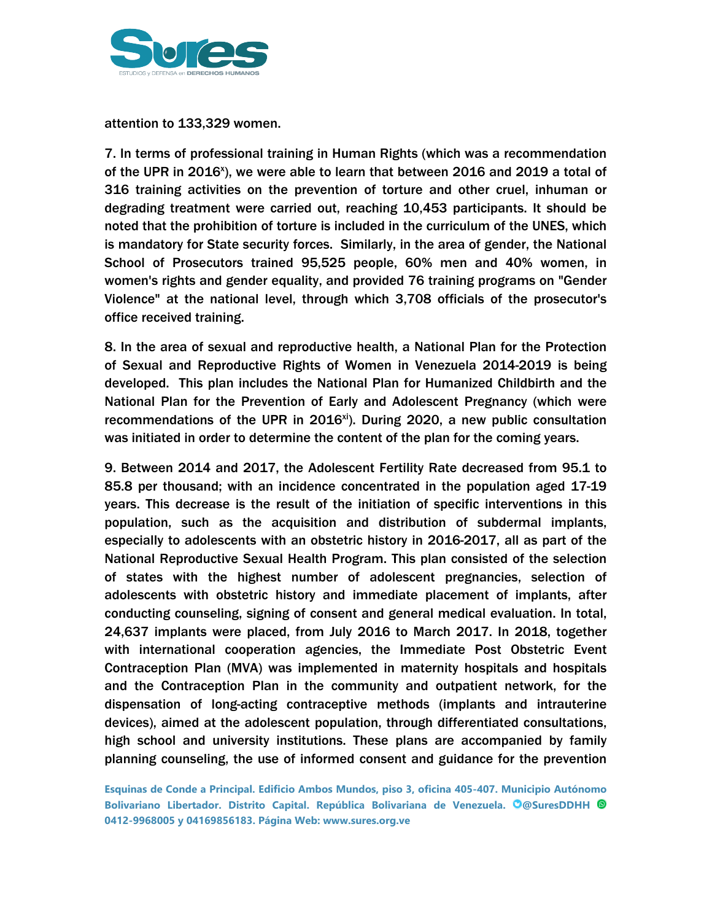attention to 133,329 women.

7. In terms of professional training in Human Rights (which was a recommendation of the UPR in 2016[x]), we were able to learn that between 2016 and 2019 a total of 316 training activities on the prevention of torture and other cruel, inhuman or degrading treatment were carried out, reaching 10,453 participants. It should be noted that the prohibition of torture is included in the curriculum of the UNES, which is mandatory for State security forces. Similarly, in the area of gender, the National School of Prosecutors trained 95,525 people, 60% men and 40% women, in women's rights and gender equality, and provided 76 training programs on "Gender Violence" at the national level, through which 3,708 officials of the prosecutor's office received training.

8. In the area of sexual and reproductive health, a National Plan for the Protection of Sexual and Reproductive Rights of Women in Venezuela 2014-2019 is being developed. This plan includes the National Plan for Humanized Childbirth and the National Plan for the Prevention of Early and Adolescent Pregnancy (which were recommendations of the UPR in 2016[xi]). During 2020, a new public consultation was initiated in order to determine the content of the plan for the coming years.

9. Between 2014 and 2017, the Adolescent Fertility Rate decreased from 95.1 to 85.8 per thousand; with an incidence concentrated in the population aged 17-19 years. This decrease is the result of the initiation of specific interventions in this population, such as the acquisition and distribution of subdermal implants, especially to adolescents with an obstetric history in 2016-2017, all as part of the National Reproductive Sexual Health Program. This plan consisted of the selection of states with the highest number of adolescent pregnancies, selection of adolescents with obstetric history and immediate placement of implants, after conducting counseling, signing of consent and general medical evaluation. In total, 24,637 implants were placed, from July 2016 to March 2017. In 2018, together with international cooperation agencies, the Immediate Post Obstetric Event Contraception Plan (MVA) was implemented in maternity hospitals and hospitals and the Contraception Plan in the community and outpatient network, for the dispensation of long-acting contraceptive methods (implants and intrauterine devices), aimed at the adolescent population, through differentiated consultations, high school and university institutions. These plans are accompanied by family planning counseling, the use of informed consent and guidance for the prevention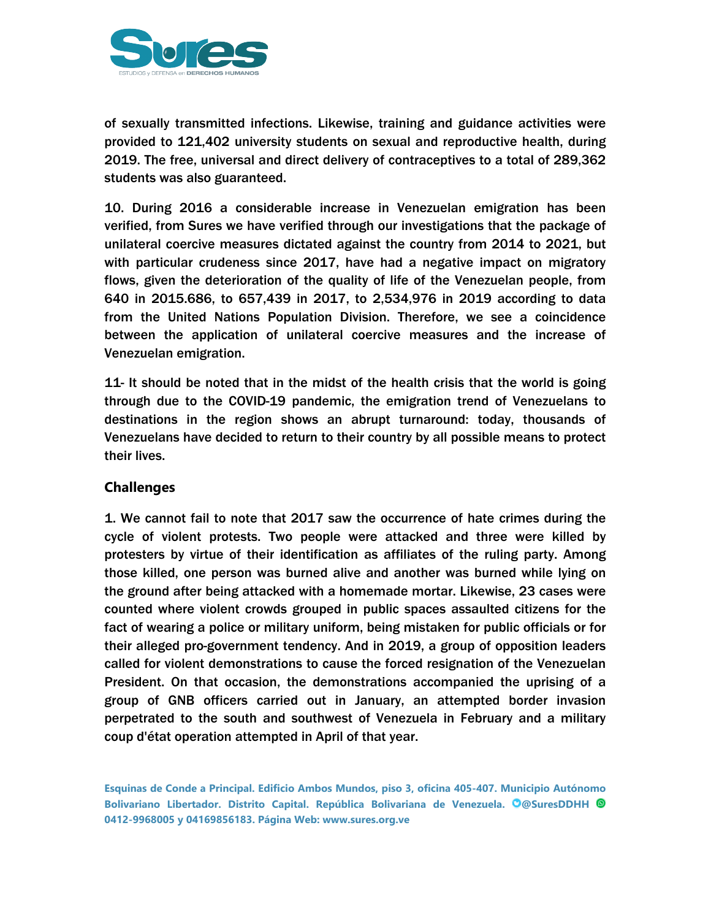of sexually transmitted infections. Likewise, training and guidance activities were provided to 121,402 university students on sexual and reproductive health, during 2019. The free, universal and direct delivery of contraceptives to a total of 289,362 students was also guaranteed.

10. During 2016 a considerable increase in Venezuelan emigration has been verified, from Sures we have verified through our investigations that the package of unilateral coercive measures dictated against the country from 2014 to 2021, but with particular crudeness since 2017, have had a negative impact on migratory flows, given the deterioration of the quality of life of the Venezuelan people, from 640 in 2015.686, to 657,439 in 2017, to 2,534,976 in 2019 according to data from the United Nations Population Division. Therefore, we see a coincidence between the application of unilateral coercive measures and the increase of Venezuelan emigration.

11- It should be noted that in the midst of the health crisis that the world is going through due to the COVID-19 pandemic, the emigration trend of Venezuelans to destinations in the region shows an abrupt turnaround: today, thousands of Venezuelans have decided to return to their country by all possible means to protect their lives.

## Challenges

1. We cannot fail to note that 2017 saw the occurrence of hate crimes during the cycle of violent protests. Two people were attacked and three were killed by protesters by virtue of their identification as affiliates of the ruling party. Among those killed, one person was burned alive and another was burned while lying on the ground after being attacked with a homemade mortar. Likewise, 23 cases were counted where violent crowds grouped in public spaces assaulted citizens for the fact of wearing a police or military uniform, being mistaken for public officials or for their alleged pro-government tendency. And in 2019, a group of opposition leaders called for violent demonstrations to cause the forced resignation of the Venezuelan President. On that occasion, the demonstrations accompanied the uprising of a group of GNB officers carried out in January, an attempted border invasion perpetrated to the south and southwest of Venezuela in February and a military coup d'état operation attempted in April of that year.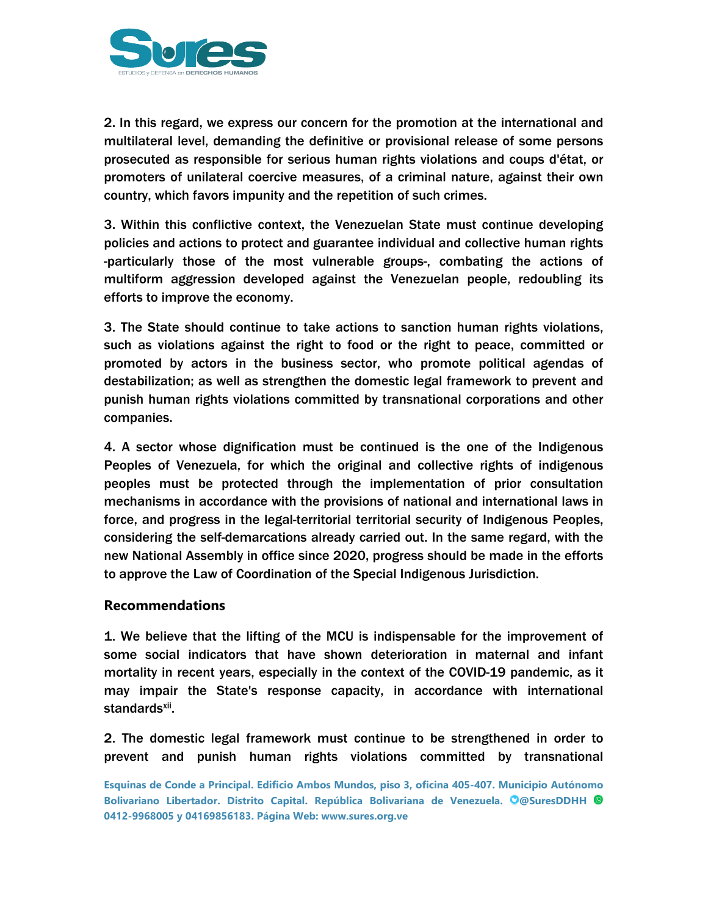2. In this regard, we express our concern for the promotion at the international and multilateral level, demanding the definitive or provisional release of some persons prosecuted as responsible for serious human rights violations and coups d'état, or promoters of unilateral coercive measures, of a criminal nature, against their own country, which favors impunity and the repetition of such crimes.

3. Within this conflictive context, the Venezuelan State must continue developing policies and actions to protect and guarantee individual and collective human rights -particularly those of the most vulnerable groups-, combating the actions of multiform aggression developed against the Venezuelan people, redoubling its efforts to improve the economy.

3. The State should continue to take actions to sanction human rights violations, such as violations against the right to food or the right to peace, committed or promoted by actors in the business sector, who promote political agendas of destabilization; as well as strengthen the domestic legal framework to prevent and punish human rights violations committed by transnational corporations and other companies.

4. A sector whose dignification must be continued is the one of the Indigenous Peoples of Venezuela, for which the original and collective rights of indigenous peoples must be protected through the implementation of prior consultation mechanisms in accordance with the provisions of national and international laws in force, and progress in the legal-territorial territorial security of Indigenous Peoples, considering the self-demarcations already carried out. In the same regard, with the new National Assembly in office since 2020, progress should be made in the efforts to approve the Law of Coordination of the Special Indigenous Jurisdiction.

### Recommendations

1. We believe that the lifting of the MCU is indispensable for the improvement of some social indicators that have shown deterioration in maternal and infant mortality in recent years, especially in the context of the COVID-19 pandemic, as it may impair the State's response capacity, in accordance with international standards[xii].

2. The domestic legal framework must continue to be strengthened in order to prevent and punish human rights violations committed by transnational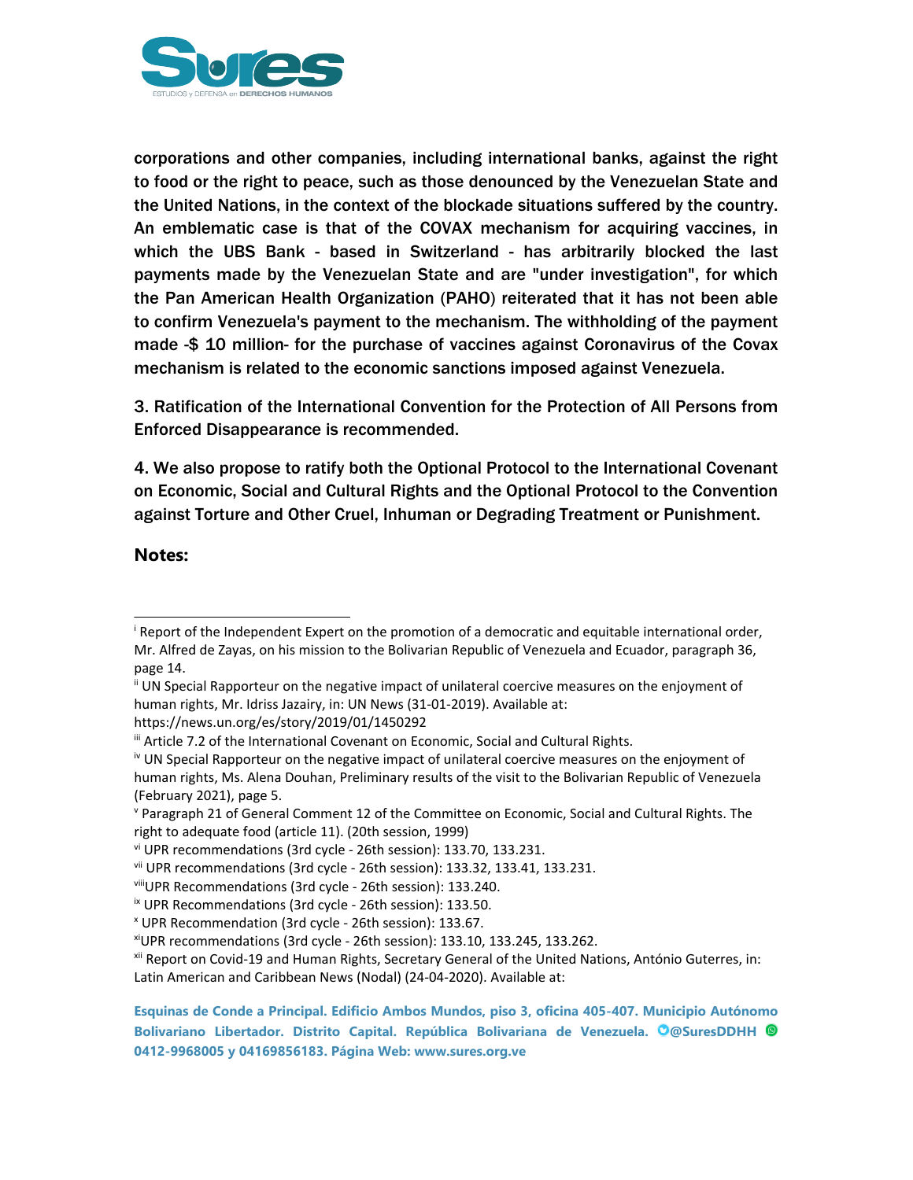corporations and other companies, including international banks, against the right to food or the right to peace, such as those denounced by the Venezuelan State and the United Nations, in the context of the blockade situations suffered by the country. An emblematic case is that of the COVAX mechanism for acquiring vaccines, in which the UBS Bank - based in Switzerland - has arbitrarily blocked the last payments made by the Venezuelan State and are "under investigation", for which the Pan American Health Organization (PAHO) reiterated that it has not been able to confirm Venezuela's payment to the mechanism. The withholding of the payment made -$ 10 million- for the purchase of vaccines against Coronavirus of the Covax mechanism is related to the economic sanctions imposed against Venezuela.

3. Ratification of the International Convention for the Protection of All Persons from Enforced Disappearance is recommended.

4. We also propose to ratify both the Optional Protocol to the International Covenant on Economic, Social and Cultural Rights and the Optional Protocol to the Convention against Torture and Other Cruel, Inhuman or Degrading Treatment or Punishment.

**Notes:**

---

[i] Report of the Independent Expert on the promotion of a democratic and equitable international order, Mr. Alfred de Zayas, on his mission to the Bolivarian Republic of Venezuela and Ecuador, paragraph 36, page 14.

[ii] UN Special Rapporteur on the negative impact of unilateral coercive measures on the enjoyment of human rights, Mr. Idriss Jazairy, in: UN News (31-01-2019). Available at: https://news.un.org/es/story/2019/01/1450292

[iii] Article 7.2 of the International Covenant on Economic, Social and Cultural Rights.

[iv] UN Special Rapporteur on the negative impact of unilateral coercive measures on the enjoyment of human rights, Ms. Alena Douhan, Preliminary results of the visit to the Bolivarian Republic of Venezuela (February 2021), page 5.

[v] Paragraph 21 of General Comment 12 of the Committee on Economic, Social and Cultural Rights. The right to adequate food (article 11). (20th session, 1999)

[vi] UPR recommendations (3rd cycle - 26th session): 133.70, 133.231.

[vii] UPR recommendations (3rd cycle - 26th session): 133.32, 133.41, 133.231.

[viii] UPR Recommendations (3rd cycle - 26th session): 133.240.

[ix] UPR Recommendations (3rd cycle - 26th session): 133.50.

[x] UPR Recommendation (3rd cycle - 26th session): 133.67.

[xi] UPR recommendations (3rd cycle - 26th session): 133.10, 133.245, 133.262.

[xii] Report on Covid-19 and Human Rights, Secretary General of the United Nations, António Guterres, in: Latin American and Caribbean News (Nodal) (24-04-2020). Available at: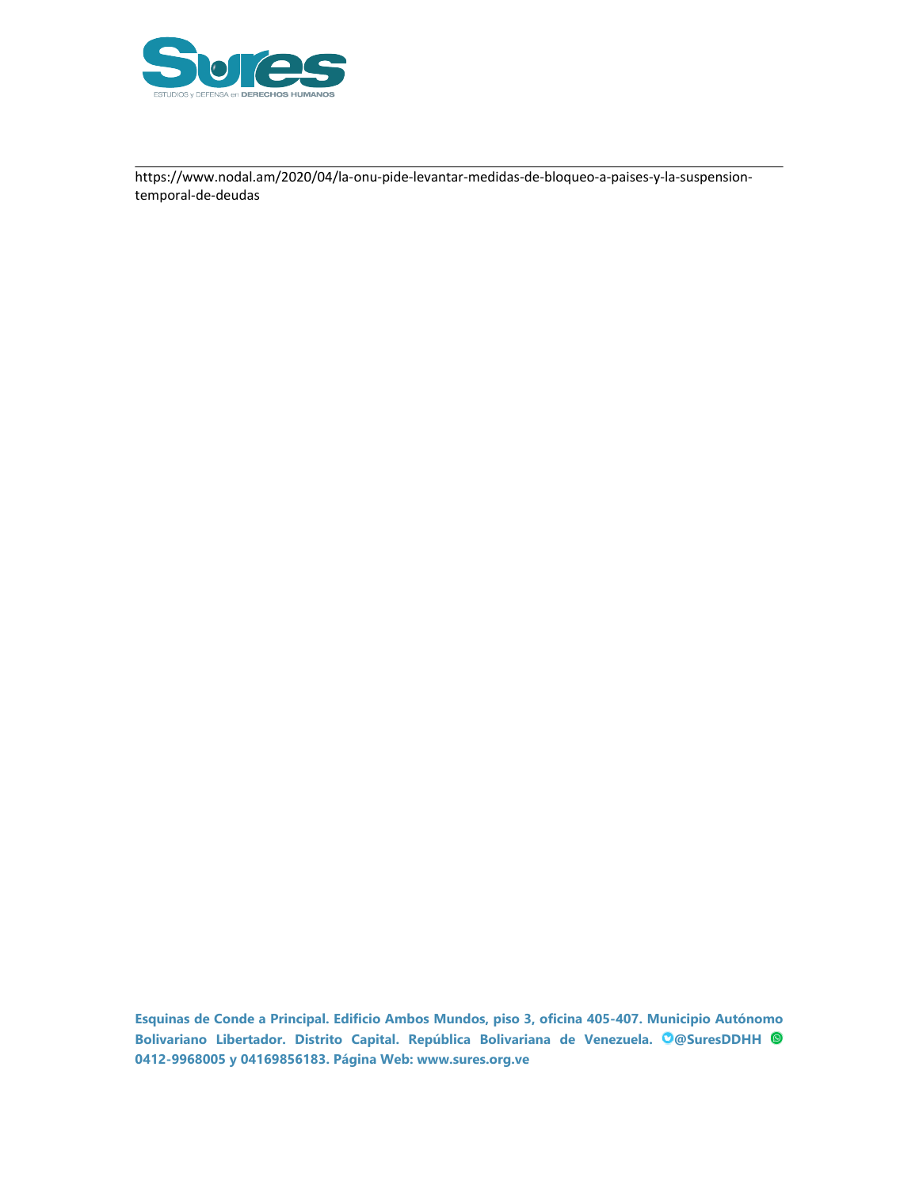https://www.nodal.am/2020/04/la-onu-pide-levantar-medidas-de-bloqueo-a-paises-y-la-suspension-temporal-de-deudas